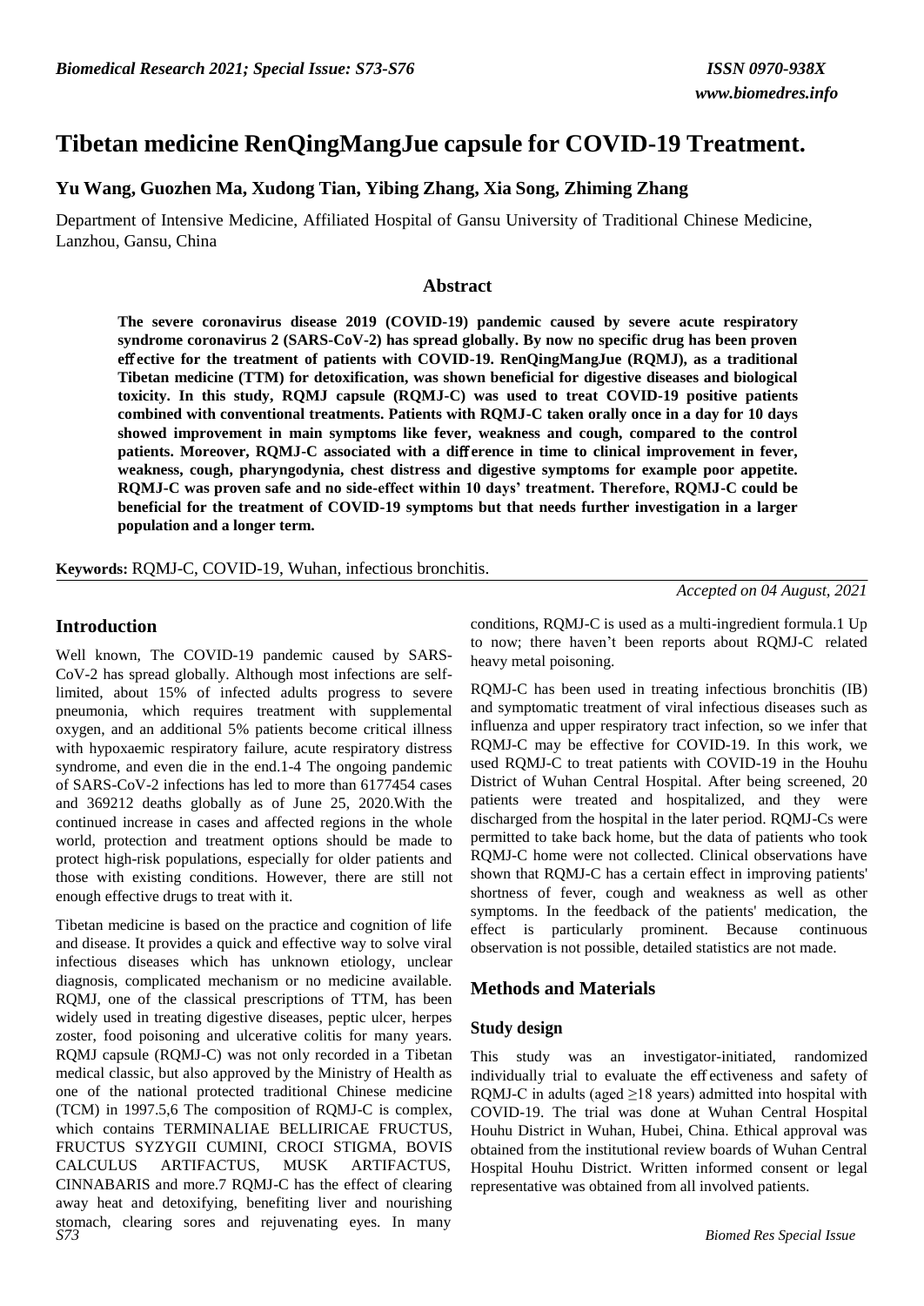# Tibetan medicine RenQingMangJue capsule for COVID-19 Treatment.

## Yu Wang, Guozhen Ma, Xudong Tian, Yibing Zhang, Xia Song, Zhiming Zhang

Department of Intensive Medicine, Affiliated Hospital of Gansu University of Traditional Chinese Medicine, Lanzhou, Gansu, China

### Abstract

**The severe coronavirus disease 2019 (COVID-19) pandemic caused by severe acute respiratory syndrome coronavirus 2 (SARS-CoV-2) has spread globally. By now no specific drug has been proven effective for the treatment of patients with COVID-19. RenQingMangJue (RQMJ), as a traditional Tibetan medicine (TTM) for detoxification, was shown beneficial for digestive diseases and biological toxicity. In this study, RQMJ capsule (RQMJ-C) was used to treat COVID-19 positive patients combined with conventional treatments. Patients with RQMJ-C taken orally once in a day for 10 days showed improvement in main symptoms like fever, weakness and cough, compared to the control patients. Moreover, RQMJ-C associated with a difference in time to clinical improvement in fever, weakness, cough, pharyngodynia, chest distress and digestive symptoms for example poor appetite. RQMJ-C was proven safe and no side-effect within 10 days' treatment. Therefore, RQMJ-C could be beneficial for the treatment of COVID-19 symptoms but that needs further investigation in a larger population and a longer term.**

**Keywords:** RQMJ-C, COVID-19, Wuhan, infectious bronchitis.

*Accepted on 04 August, 2021*

## Introduction

Well known, The COVID-19 pandemic caused by SARS-CoV-2 has spread globally. Although most infections are self-limited, about 15% of infected adults progress to severe pneumonia, which requires treatment with supplemental oxygen, and an additional 5% patients become critical illness with hypoxaemic respiratory failure, acute respiratory distress syndrome, and even die in the end.1-4 The ongoing pandemic of SARS-CoV-2 infections has led to more than 6177454 cases and 369212 deaths globally as of June 25, 2020.With the continued increase in cases and affected regions in the whole world, protection and treatment options should be made to protect high-risk populations, especially for older patients and those with existing conditions. However, there are still not enough effective drugs to treat with it.

Tibetan medicine is based on the practice and cognition of life and disease. It provides a quick and effective way to solve viral infectious diseases which has unknown etiology, unclear diagnosis, complicated mechanism or no medicine available. RQMJ, one of the classical prescriptions of TTM, has been widely used in treating digestive diseases, peptic ulcer, herpes zoster, food poisoning and ulcerative colitis for many years. RQMJ capsule (RQMJ-C) was not only recorded in a Tibetan medical classic, but also approved by the Ministry of Health as one of the national protected traditional Chinese medicine (TCM) in 1997.5,6 The composition of RQMJ-C is complex, which contains TERMINALIAE BELLIRICAE FRUCTUS, FRUCTUS SYZYGII CUMINI, CROCI STIGMA, BOVIS CALCULUS ARTIFACTUS, MUSK ARTIFACTUS, CINNABARIS and more.7 RQMJ-C has the effect of clearing away heat and detoxifying, benefiting liver and nourishing stomach, clearing sores and rejuvenating eyes. In many conditions, RQMJ-C is used as a multi-ingredient formula.1 Up to now; there haven't been reports about RQMJ-C related heavy metal poisoning.

RQMJ-C has been used in treating infectious bronchitis (IB) and symptomatic treatment of viral infectious diseases such as influenza and upper respiratory tract infection, so we infer that RQMJ-C may be effective for COVID-19. In this work, we used RQMJ-C to treat patients with COVID-19 in the Houhu District of Wuhan Central Hospital. After being screened, 20 patients were treated and hospitalized, and they were discharged from the hospital in the later period. RQMJ-Cs were permitted to take back home, but the data of patients who took RQMJ-C home were not collected. Clinical observations have shown that RQMJ-C has a certain effect in improving patients' shortness of fever, cough and weakness as well as other symptoms. In the feedback of the patients' medication, the effect is particularly prominent. Because continuous observation is not possible, detailed statistics are not made.

## Methods and Materials

### Study design

This study was an investigator-initiated, randomized individually trial to evaluate the effectiveness and safety of RQMJ-C in adults (aged ≥18 years) admitted into hospital with COVID-19. The trial was done at Wuhan Central Hospital Houhu District in Wuhan, Hubei, China. Ethical approval was obtained from the institutional review boards of Wuhan Central Hospital Houhu District. Written informed consent or legal representative was obtained from all involved patients.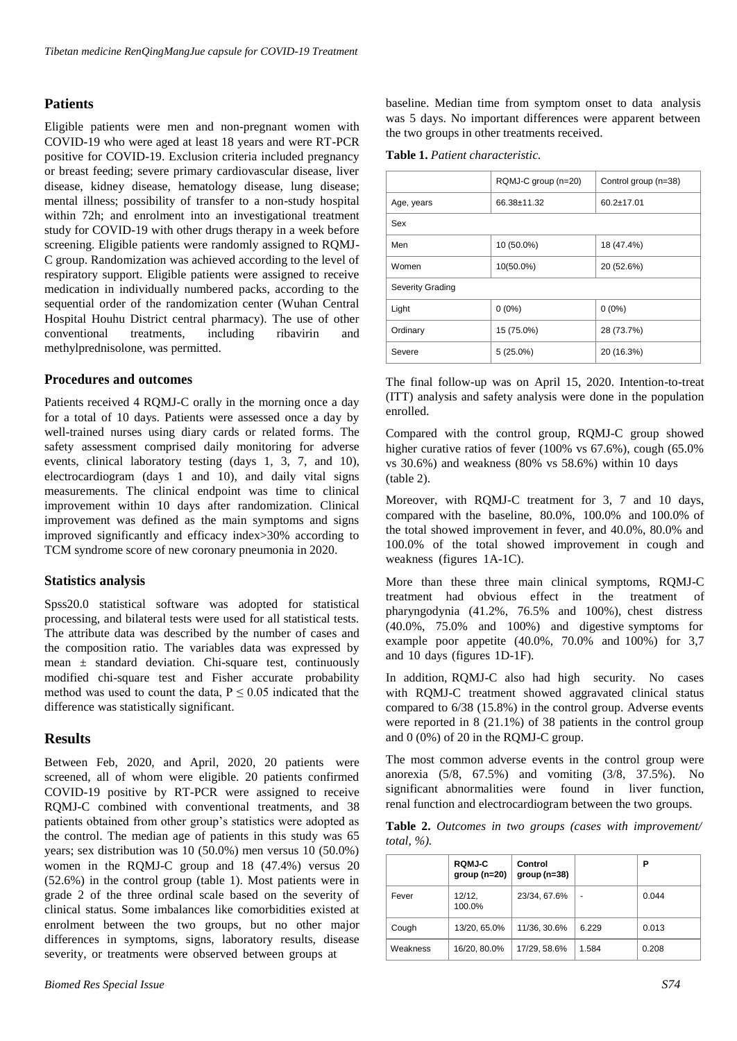## Patients

Eligible patients were men and non-pregnant women with COVID-19 who were aged at least 18 years and were RT-PCR positive for COVID-19. Exclusion criteria included pregnancy or breast feeding; severe primary cardiovascular disease, liver disease, kidney disease, hematology disease, lung disease; mental illness; possibility of transfer to a non-study hospital within 72h; and enrolment into an investigational treatment study for COVID-19 with other drugs therapy in a week before screening. Eligible patients were randomly assigned to RQMJ-C group. Randomization was achieved according to the level of respiratory support. Eligible patients were assigned to receive medication in individually numbered packs, according to the sequential order of the randomization center (Wuhan Central Hospital Houhu District central pharmacy). The use of other conventional treatments, including ribavirin and methylprednisolone, was permitted.

## Procedures and outcomes

Patients received 4 RQMJ-C orally in the morning once a day for a total of 10 days. Patients were assessed once a day by well-trained nurses using diary cards or related forms. The safety assessment comprised daily monitoring for adverse events, clinical laboratory testing (days 1, 3, 7, and 10), electrocardiogram (days 1 and 10), and daily vital signs measurements. The clinical endpoint was time to clinical improvement within 10 days after randomization. Clinical improvement was defined as the main symptoms and signs improved significantly and efficacy index>30% according to TCM syndrome score of new coronary pneumonia in 2020.

## Statistics analysis

Spss20.0 statistical software was adopted for statistical processing, and bilateral tests were used for all statistical tests. The attribute data was described by the number of cases and the composition ratio. The variables data was expressed by mean ± standard deviation. Chi-square test, continuously modified chi-square test and Fisher accurate probability method was used to count the data, $P \leq 0.05$ indicated that the difference was statistically significant.

# Results

Between Feb, 2020, and April, 2020, 20 patients were screened, all of whom were eligible. 20 patients confirmed COVID-19 positive by RT-PCR were assigned to receive RQMJ-C combined with conventional treatments, and 38 patients obtained from other group's statistics were adopted as the control. The median age of patients in this study was 65 years; sex distribution was 10 (50.0%) men versus 10 (50.0%) women in the RQMJ-C group and 18 (47.4%) versus 20 (52.6%) in the control group (table 1). Most patients were in grade 2 of the three ordinal scale based on the severity of clinical status. Some imbalances like comorbidities existed at enrolment between the two groups, but no other major differences in symptoms, signs, laboratory results, disease severity, or treatments were observed between groups at baseline. Median time from symptom onset to data analysis was 5 days. No important differences were apparent between the two groups in other treatments received.

**Table 1.** *Patient characteristic.*

| | RQMJ-C group (n=20) | Control group (n=38) |
|---|---|---|
| Age, years | 66.38±11.32 | 60.2±17.01 |
| Sex | | |
| Men | 10 (50.0%) | 18 (47.4%) |
| Women | 10(50.0%) | 20 (52.6%) |
| Severity Grading | | |
| Light | 0 (0%) | 0 (0%) |
| Ordinary | 15 (75.0%) | 28 (73.7%) |
| Severe | 5 (25.0%) | 20 (16.3%) |

The final follow-up was on April 15, 2020. Intention-to-treat (ITT) analysis and safety analysis were done in the population enrolled.

Compared with the control group, RQMJ-C group showed higher curative ratios of fever (100% vs 67.6%), cough (65.0% vs 30.6%) and weakness (80% vs 58.6%) within 10 days (table 2).

Moreover, with RQMJ-C treatment for 3, 7 and 10 days, compared with the baseline, 80.0%, 100.0% and 100.0% of the total showed improvement in fever, and 40.0%, 80.0% and 100.0% of the total showed improvement in cough and weakness (figures 1A-1C).

More than these three main clinical symptoms, RQMJ-C treatment had obvious effect in the treatment of pharyngodynia (41.2%, 76.5% and 100%), chest distress (40.0%, 75.0% and 100%) and digestive symptoms for example poor appetite (40.0%, 70.0% and 100%) for 3,7 and 10 days (figures 1D-1F).

In addition, RQMJ-C also had high security. No cases with RQMJ-C treatment showed aggravated clinical status compared to 6/38 (15.8%) in the control group. Adverse events were reported in 8 (21.1%) of 38 patients in the control group and 0 (0%) of 20 in the RQMJ-C group.

The most common adverse events in the control group were anorexia (5/8, 67.5%) and vomiting (3/8, 37.5%). No significant abnormalities were found in liver function, renal function and electrocardiogram between the two groups.

**Table 2.** *Outcomes in two groups (cases with improvement/ total, %).*

| | RQMJ-C group (n=20) | Control group (n=38) | | P |
|---|---|---|---|---|
| Fever | 12/12, 100.0% | 23/34, 67.6% | - | 0.044 |
| Cough | 13/20, 65.0% | 11/36, 30.6% | 6.229 | 0.013 |
| Weakness | 16/20, 80.0% | 17/29, 58.6% | 1.584 | 0.208 |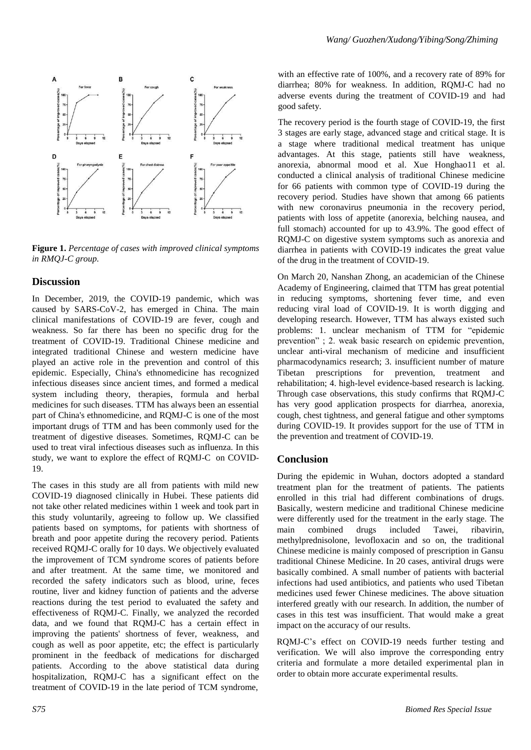**Figure 1.** *Percentage of cases with improved clinical symptoms in RMQJ-C group.*

## Discussion

In December, 2019, the COVID-19 pandemic, which was caused by SARS-CoV-2, has emerged in China. The main clinical manifestations of COVID-19 are fever, cough and weakness. So far there has been no specific drug for the treatment of COVID-19. Traditional Chinese medicine and integrated traditional Chinese and western medicine have played an active role in the prevention and control of this epidemic. Especially, China's ethnomedicine has recognized infectious diseases since ancient times, and formed a medical system including theory, therapies, formula and herbal medicines for such diseases. TTM has always been an essential part of China's ethnomedicine, and RQMJ-C is one of the most important drugs of TTM and has been commonly used for the treatment of digestive diseases. Sometimes, RQMJ-C can be used to treat viral infectious diseases such as influenza. In this study, we want to explore the effect of RQMJ-C on COVID-19.

The cases in this study are all from patients with mild new COVID-19 diagnosed clinically in Hubei. These patients did not take other related medicines within 1 week and took part in this study voluntarily, agreeing to follow up. We classified patients based on symptoms, for patients with shortness of breath and poor appetite during the recovery period. Patients received RQMJ-C orally for 10 days. We objectively evaluated the improvement of TCM syndrome scores of patients before and after treatment. At the same time, we monitored and recorded the safety indicators such as blood, urine, feces routine, liver and kidney function of patients and the adverse reactions during the test period to evaluated the safety and effectiveness of RQMJ-C. Finally, we analyzed the recorded data, and we found that RQMJ-C has a certain effect in improving the patients' shortness of breath, fever, weakness, and cough as well as poor appetite, etc; the effect is particularly prominent in the feedback of medications for discharged patients. According to the above statistical data during hospitalization, RQMJ-C has a significant effect on the treatment of COVID-19 in the late period of TCM syndrome, with an effective rate of 100%, and a recovery rate of 89% for diarrhea; 80% for weakness. In addition, RQMJ-C had no adverse events during the treatment of COVID-19 and had good safety.

The recovery period is the fourth stage of COVID-19, the first 3 stages are early stage, advanced stage and critical stage. It is a stage where traditional medical treatment has unique advantages. At this stage, patients still have weakness, anorexia, abnormal mood et al. Xue Honghao11 et al. conducted a clinical analysis of traditional Chinese medicine for 66 patients with common type of COVID-19 during the recovery period. Studies have shown that among 66 patients with new coronavirus pneumonia in the recovery period, patients with loss of appetite (anorexia, belching nausea, and full stomach) accounted for up to 43.9%. The good effect of RQMJ-C on digestive system symptoms such as anorexia and diarrhea in patients with COVID-19 indicates the great value of the drug in the treatment of COVID-19.

On March 20, Nanshan Zhong, an academician of the Chinese Academy of Engineering, claimed that TTM has great potential in reducing symptoms, shortening fever time, and even reducing viral load of COVID-19. It is worth digging and developing research. However, TTM has always existed such problems: 1. unclear mechanism of TTM for "epidemic prevention" ; 2. weak basic research on epidemic prevention, unclear anti-viral mechanism of medicine and insufficient pharmacodynamics research; 3. insufficient number of mature Tibetan prescriptions for prevention, treatment and rehabilitation; 4. high-level evidence-based research is lacking. Through case observations, this study confirms that RQMJ-C has very good application prospects for diarrhea, anorexia, cough, chest tightness, and general fatigue and other symptoms during COVID-19. It provides support for the use of TTM in the prevention and treatment of COVID-19.

## Conclusion

During the epidemic in Wuhan, doctors adopted a standard treatment plan for the treatment of patients. The patients enrolled in this trial had different combinations of drugs. Basically, western medicine and traditional Chinese medicine were differently used for the treatment in the early stage. The main combined drugs included Tawei, ribavirin, methylprednisolone, levofloxacin and so on, the traditional Chinese medicine is mainly composed of prescription in Gansu traditional Chinese Medicine. In 20 cases, antiviral drugs were basically combined. A small number of patients with bacterial infections had used antibiotics, and patients who used Tibetan medicines used fewer Chinese medicines. The above situation interfered greatly with our research. In addition, the number of cases in this test was insufficient. That would make a great impact on the accuracy of our results.

RQMJ-C's effect on COVID-19 needs further testing and verification. We will also improve the corresponding entry criteria and formulate a more detailed experimental plan in order to obtain more accurate experimental results.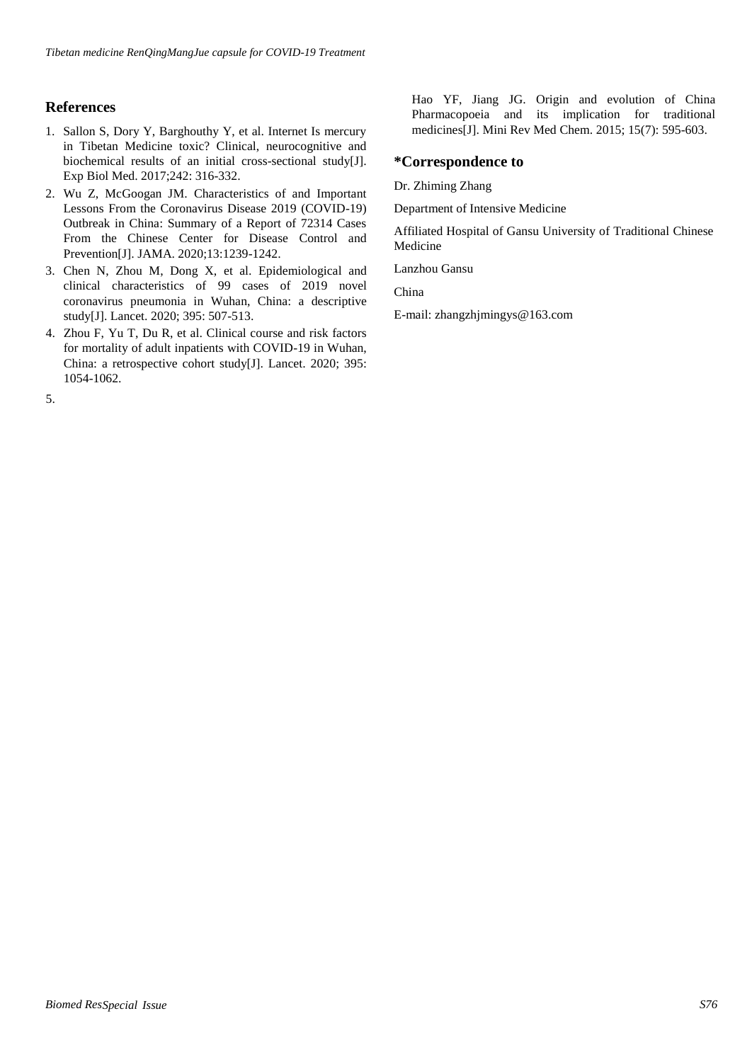## References

1. Sallon S, Dory Y, Barghouthy Y, et al. Internet Is mercury in Tibetan Medicine toxic? Clinical, neurocognitive and biochemical results of an initial cross-sectional study[J]. Exp Biol Med. 2017;242: 316-332.
2. Wu Z, McGoogan JM. Characteristics of and Important Lessons From the Coronavirus Disease 2019 (COVID-19) Outbreak in China: Summary of a Report of 72314 Cases From the Chinese Center for Disease Control and Prevention[J]. JAMA. 2020;13:1239-1242.
3. Chen N, Zhou M, Dong X, et al. Epidemiological and clinical characteristics of 99 cases of 2019 novel coronavirus pneumonia in Wuhan, China: a descriptive study[J]. Lancet. 2020; 395: 507-513.
4. Zhou F, Yu T, Du R, et al. Clinical course and risk factors for mortality of adult inpatients with COVID-19 in Wuhan, China: a retrospective cohort study[J]. Lancet. 2020; 395: 1054-1062.
5. Hao YF, Jiang JG. Origin and evolution of China Pharmacopoeia and its implication for traditional medicines[J]. Mini Rev Med Chem. 2015; 15(7): 595-603.

## *Correspondence to

Dr. Zhiming Zhang

Department of Intensive Medicine

Affiliated Hospital of Gansu University of Traditional Chinese Medicine

Lanzhou Gansu

China

E-mail: zhangzhjmingys@163.com